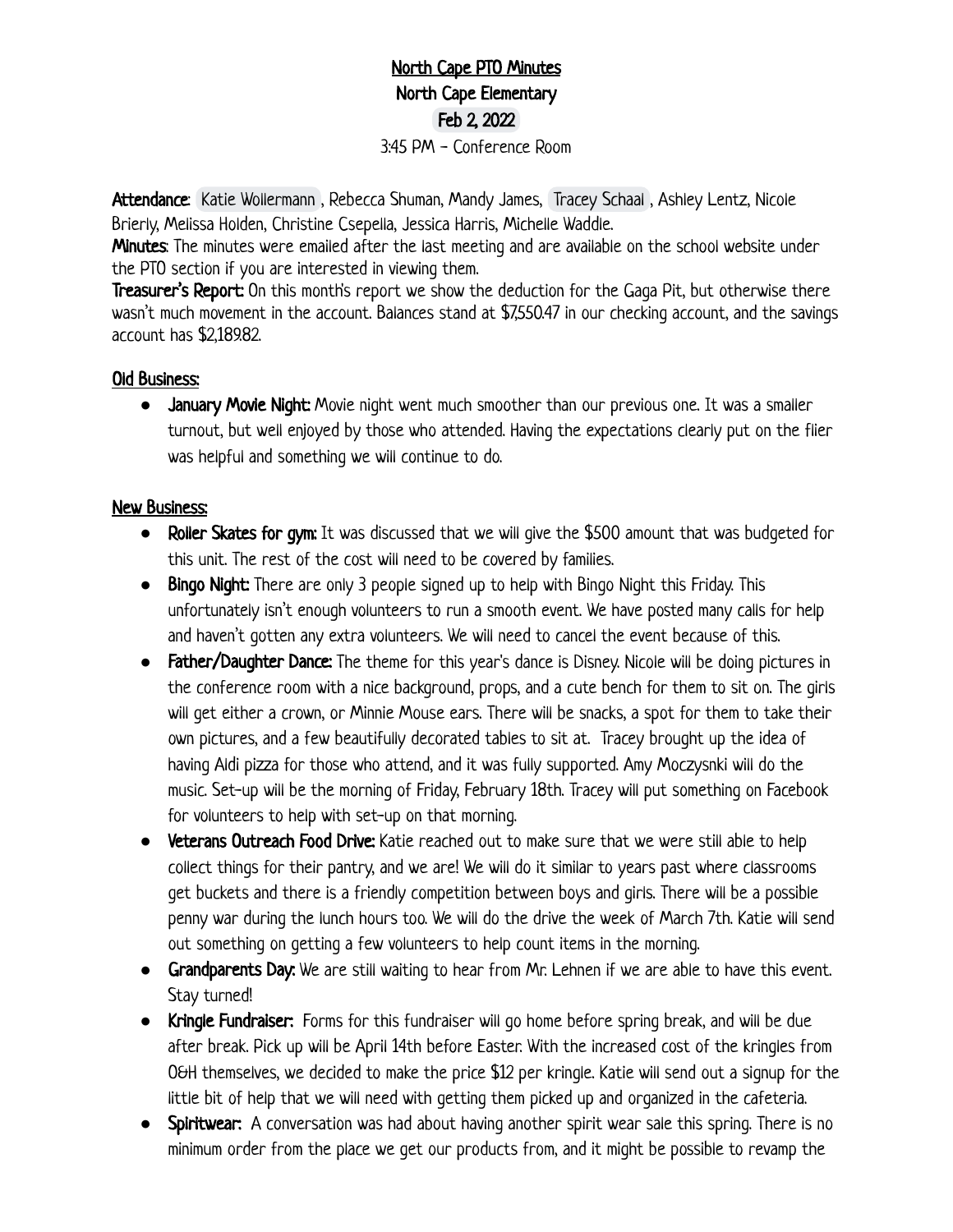# North Cape PTO Minutes
## North Cape Elementary
## Feb 2, 2022

3:45 PM - Conference Room

**Attendance**: Katie Wollermann, Rebecca Shuman, Mandy James, Tracey Schaal, Ashley Lentz, Nicole Brierly, Melissa Holden, Christine Csepella, Jessica Harris, Michelle Waddle.

**Minutes**: The minutes were emailed after the last meeting and are available on the school website under the PTO section if you are interested in viewing them.

**Treasurer's Report:** On this month's report we show the deduction for the Gaga Pit, but otherwise there wasn't much movement in the account. Balances stand at $7,550.47 in our checking account, and the savings account has $2,189.82.

## Old Business:

- **January Movie Night:** Movie night went much smoother than our previous one. It was a smaller turnout, but well enjoyed by those who attended. Having the expectations clearly put on the flier was helpful and something we will continue to do.

## New Business:

- **Roller Skates for gym:** It was discussed that we will give the $500 amount that was budgeted for this unit. The rest of the cost will need to be covered by families.
- **Bingo Night:** There are only 3 people signed up to help with Bingo Night this Friday. This unfortunately isn't enough volunteers to run a smooth event. We have posted many calls for help and haven't gotten any extra volunteers. We will need to cancel the event because of this.
- **Father/Daughter Dance:** The theme for this year's dance is Disney. Nicole will be doing pictures in the conference room with a nice background, props, and a cute bench for them to sit on. The girls will get either a crown, or Minnie Mouse ears. There will be snacks, a spot for them to take their own pictures, and a few beautifully decorated tables to sit at. Tracey brought up the idea of having Aldi pizza for those who attend, and it was fully supported. Amy Moczysnki will do the music. Set-up will be the morning of Friday, February 18th. Tracey will put something on Facebook for volunteers to help with set-up on that morning.
- **Veterans Outreach Food Drive:** Katie reached out to make sure that we were still able to help collect things for their pantry, and we are! We will do it similar to years past where classrooms get buckets and there is a friendly competition between boys and girls. There will be a possible penny war during the lunch hours too. We will do the drive the week of March 7th. Katie will send out something on getting a few volunteers to help count items in the morning.
- **Grandparents Day:** We are still waiting to hear from Mr. Lehnen if we are able to have this event. Stay turned!
- **Kringle Fundraiser:** Forms for this fundraiser will go home before spring break, and will be due after break. Pick up will be April 14th before Easter. With the increased cost of the kringles from O&H themselves, we decided to make the price $12 per kringle. Katie will send out a signup for the little bit of help that we will need with getting them picked up and organized in the cafeteria.
- **Spiritwear:** A conversation was had about having another spirit wear sale this spring. There is no minimum order from the place we get our products from, and it might be possible to revamp the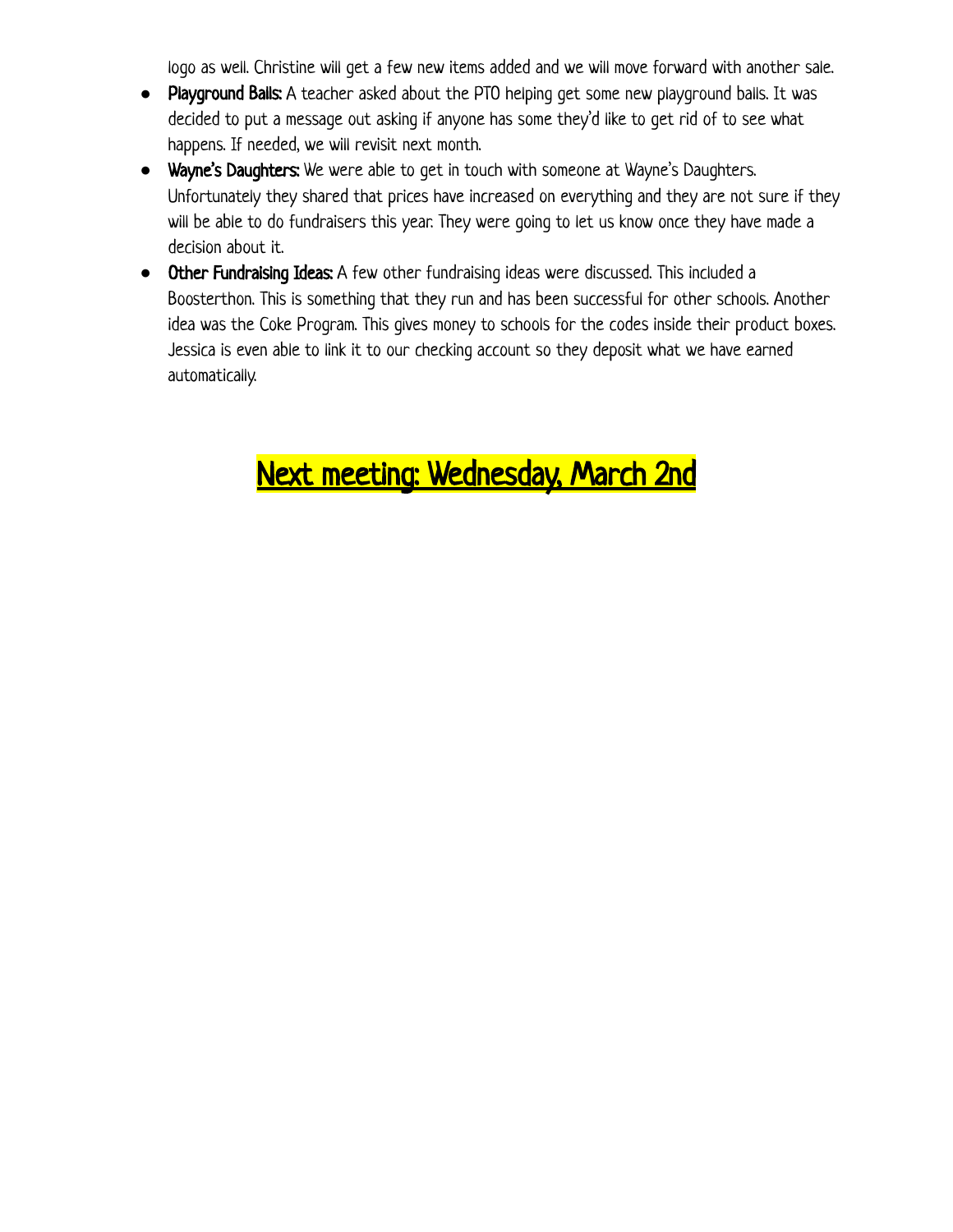logo as well. Christine will get a few new items added and we will move forward with another sale.

- **Playground Balls:** A teacher asked about the PTO helping get some new playground balls. It was decided to put a message out asking if anyone has some they'd like to get rid of to see what happens. If needed, we will revisit next month.
- **Wayne's Daughters:** We were able to get in touch with someone at Wayne's Daughters. Unfortunately they shared that prices have increased on everything and they are not sure if they will be able to do fundraisers this year. They were going to let us know once they have made a decision about it.
- **Other Fundraising Ideas:** A few other fundraising ideas were discussed. This included a Boosterthon. This is something that they run and has been successful for other schools. Another idea was the Coke Program. This gives money to schools for the codes inside their product boxes. Jessica is even able to link it to our checking account so they deposit what we have earned automatically.

## Next meeting: Wednesday, March 2nd